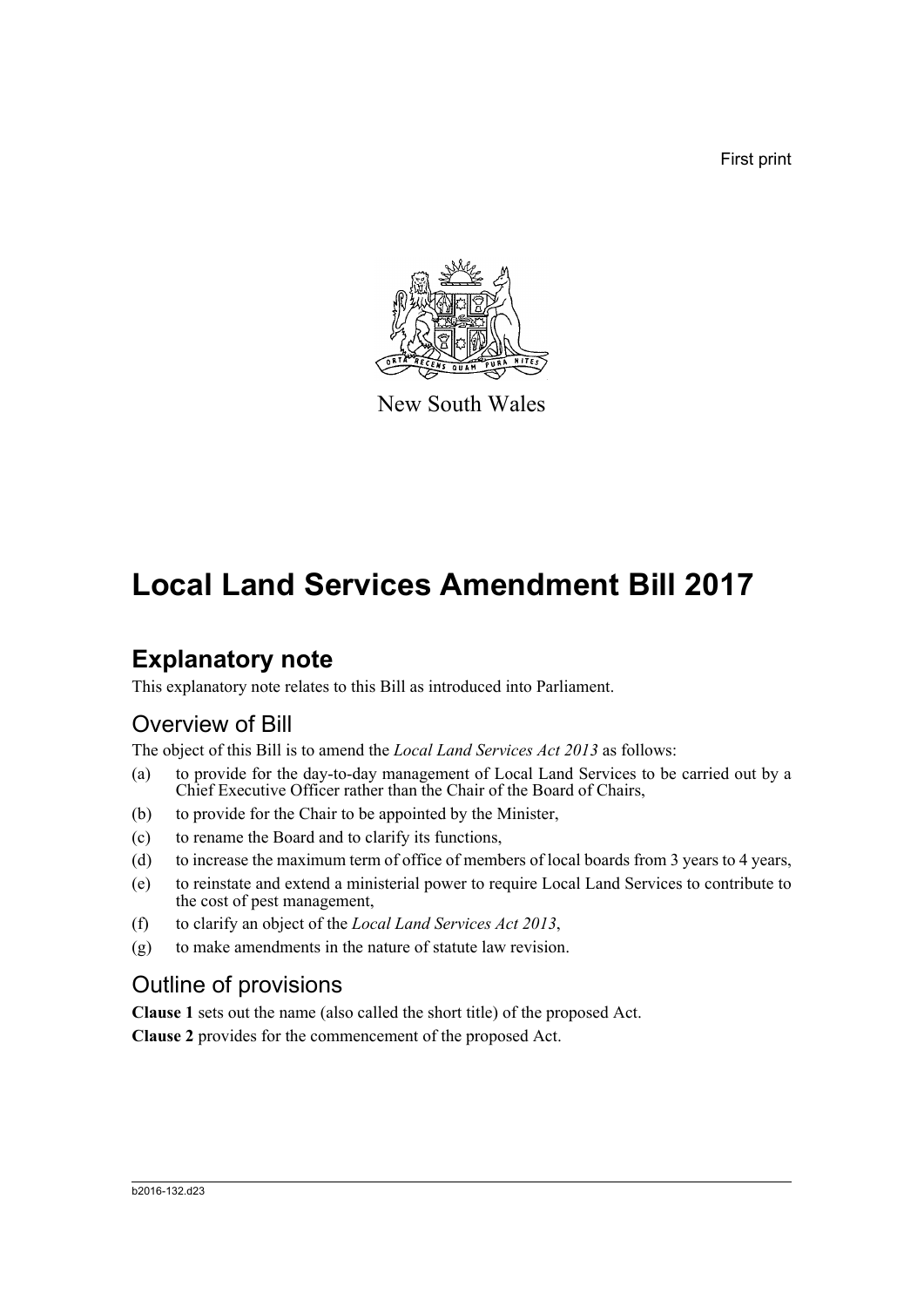First print

New South Wales

# Local Land Services Amendment Bill 2017

## Explanatory note

This explanatory note relates to this Bill as introduced into Parliament.

### Overview of Bill

The object of this Bill is to amend the *Local Land Services Act 2013* as follows:

(a) to provide for the day-to-day management of Local Land Services to be carried out by a Chief Executive Officer rather than the Chair of the Board of Chairs,

(b) to provide for the Chair to be appointed by the Minister,

(c) to rename the Board and to clarify its functions,

(d) to increase the maximum term of office of members of local boards from 3 years to 4 years,

(e) to reinstate and extend a ministerial power to require Local Land Services to contribute to the cost of pest management,

(f) to clarify an object of the *Local Land Services Act 2013*,

(g) to make amendments in the nature of statute law revision.

### Outline of provisions

**Clause 1** sets out the name (also called the short title) of the proposed Act.

**Clause 2** provides for the commencement of the proposed Act.

b2016-132.d23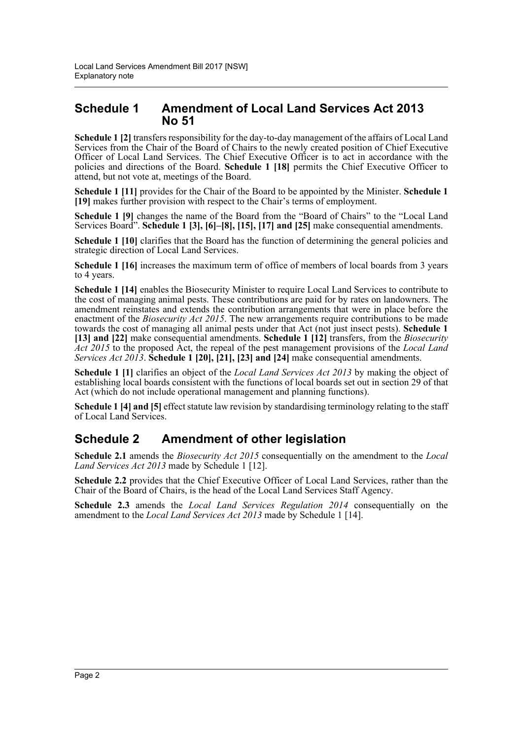## Schedule 1 Amendment of Local Land Services Act 2013 No 51

**Schedule 1 [2]** transfers responsibility for the day-to-day management of the affairs of Local Land Services from the Chair of the Board of Chairs to the newly created position of Chief Executive Officer of Local Land Services. The Chief Executive Officer is to act in accordance with the policies and directions of the Board. **Schedule 1 [18]** permits the Chief Executive Officer to attend, but not vote at, meetings of the Board.

**Schedule 1 [11]** provides for the Chair of the Board to be appointed by the Minister. **Schedule 1 [19]** makes further provision with respect to the Chair's terms of employment.

**Schedule 1 [9]** changes the name of the Board from the "Board of Chairs" to the "Local Land Services Board". **Schedule 1 [3], [6]–[8], [15], [17] and [25]** make consequential amendments.

**Schedule 1 [10]** clarifies that the Board has the function of determining the general policies and strategic direction of Local Land Services.

**Schedule 1 [16]** increases the maximum term of office of members of local boards from 3 years to 4 years.

**Schedule 1 [14]** enables the Biosecurity Minister to require Local Land Services to contribute to the cost of managing animal pests. These contributions are paid for by rates on landowners. The amendment reinstates and extends the contribution arrangements that were in place before the enactment of the *Biosecurity Act 2015*. The new arrangements require contributions to be made towards the cost of managing all animal pests under that Act (not just insect pests). **Schedule 1 [13] and [22]** make consequential amendments. **Schedule 1 [12]** transfers, from the *Biosecurity Act 2015* to the proposed Act, the repeal of the pest management provisions of the *Local Land Services Act 2013*. **Schedule 1 [20], [21], [23] and [24]** make consequential amendments.

**Schedule 1 [1]** clarifies an object of the *Local Land Services Act 2013* by making the object of establishing local boards consistent with the functions of local boards set out in section 29 of that Act (which do not include operational management and planning functions).

**Schedule 1 [4] and [5]** effect statute law revision by standardising terminology relating to the staff of Local Land Services.

## Schedule 2 Amendment of other legislation

**Schedule 2.1** amends the *Biosecurity Act 2015* consequentially on the amendment to the *Local Land Services Act 2013* made by Schedule 1 [12].

**Schedule 2.2** provides that the Chief Executive Officer of Local Land Services, rather than the Chair of the Board of Chairs, is the head of the Local Land Services Staff Agency.

**Schedule 2.3** amends the *Local Land Services Regulation 2014* consequentially on the amendment to the *Local Land Services Act 2013* made by Schedule 1 [14].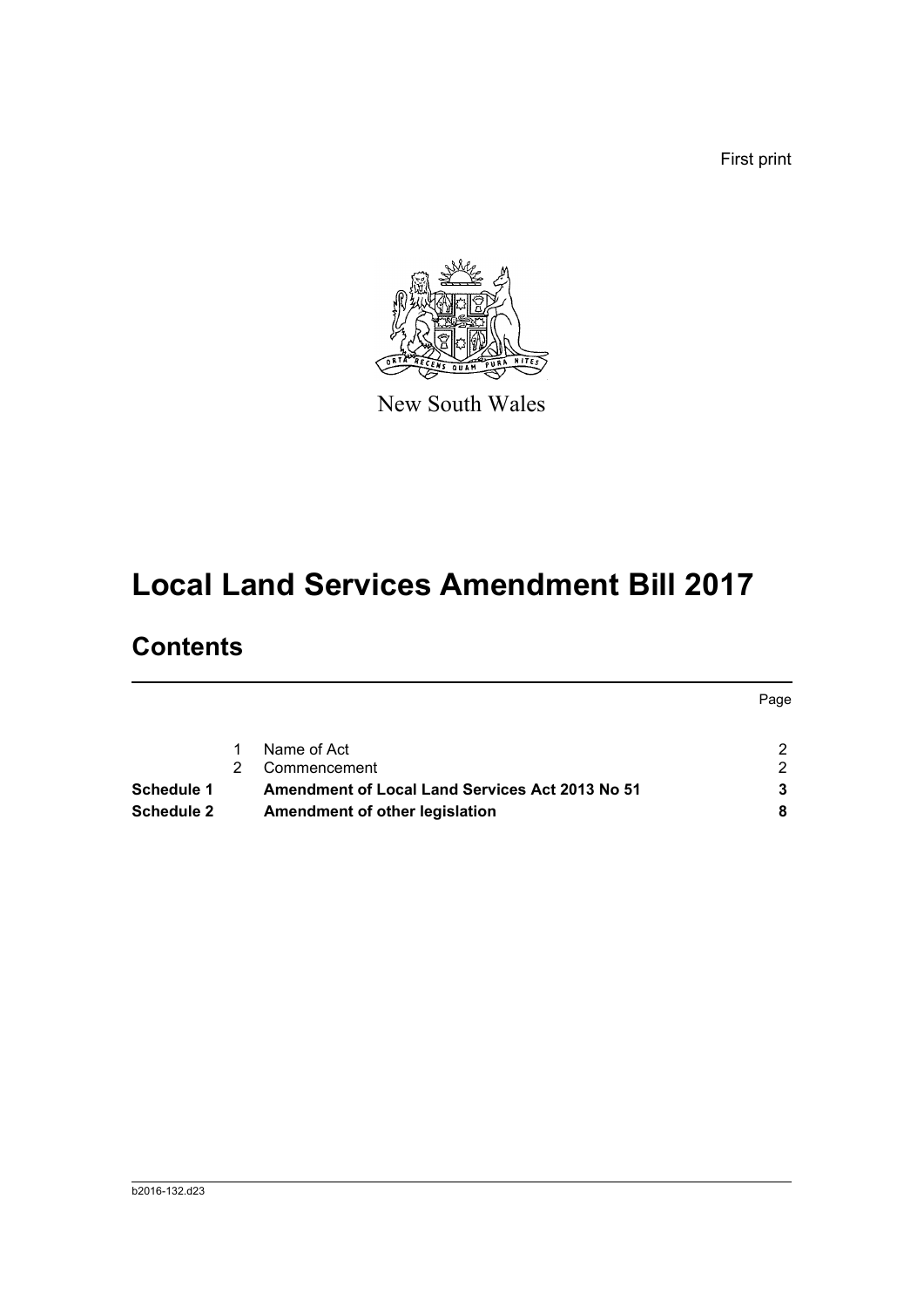First print

New South Wales

# Local Land Services Amendment Bill 2017

## Contents

| | | | Page |
|---|---|---|---|
| | 1 | Name of Act | 2 |
| | 2 | Commencement | 2 |
| **Schedule 1** | | **Amendment of Local Land Services Act 2013 No 51** | **3** |
| **Schedule 2** | | **Amendment of other legislation** | **8** |

b2016-132.d23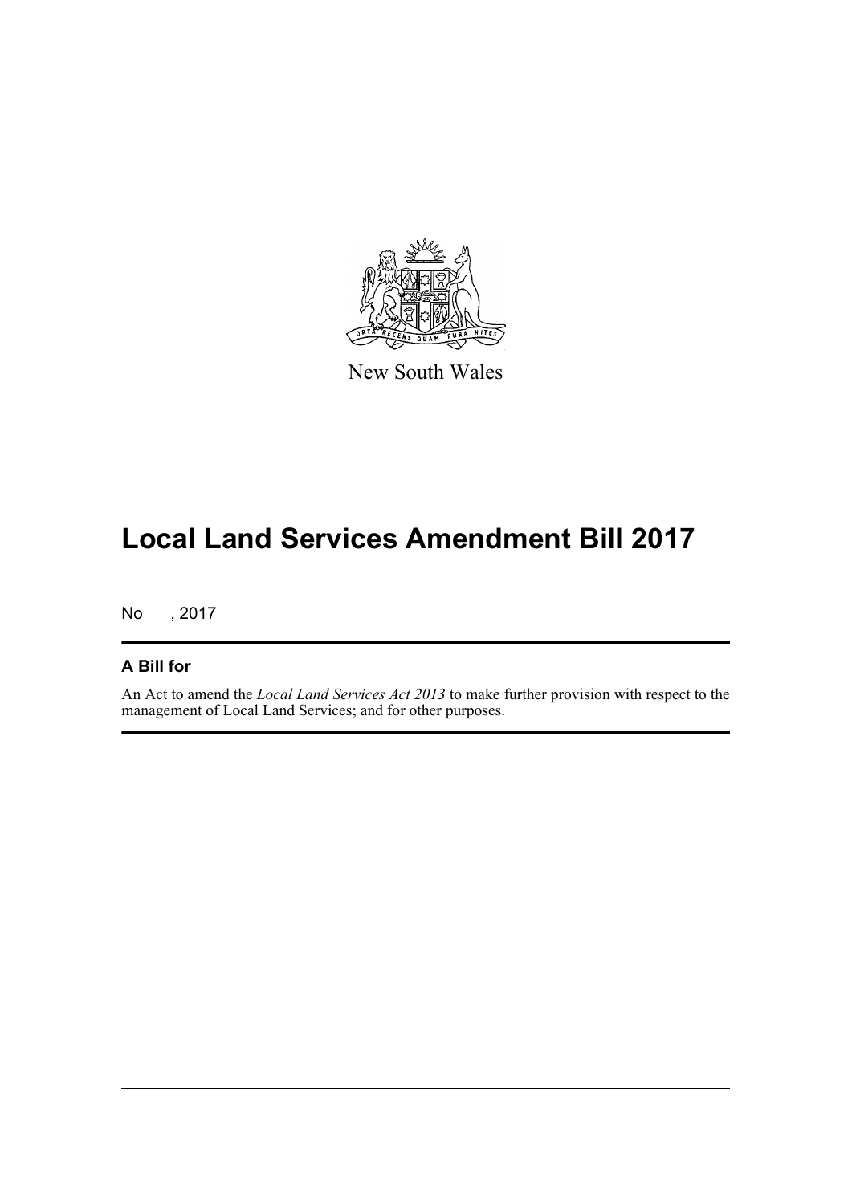New South Wales

# Local Land Services Amendment Bill 2017

No , 2017

## A Bill for

An Act to amend the *Local Land Services Act 2013* to make further provision with respect to the management of Local Land Services; and for other purposes.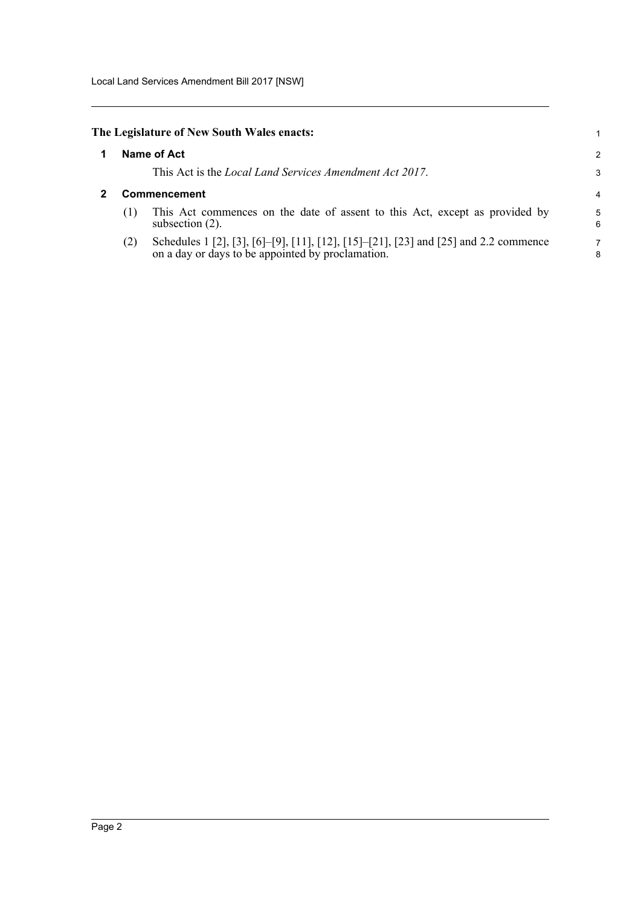**The Legislature of New South Wales enacts:**

## 1 Name of Act

This Act is the *Local Land Services Amendment Act 2017*.

## 2 Commencement

(1) This Act commences on the date of assent to this Act, except as provided by subsection (2).

(2) Schedules 1 [2], [3], [6]–[9], [11], [12], [15]–[21], [23] and [25] and 2.2 commence on a day or days to be appointed by proclamation.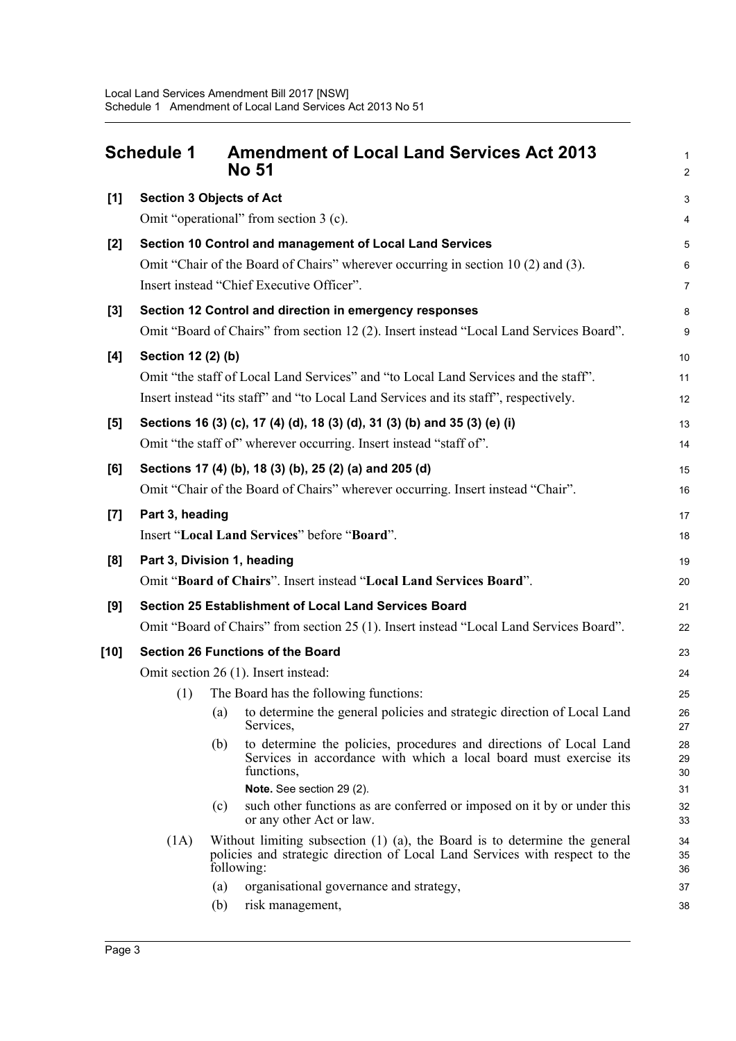# Schedule 1 Amendment of Local Land Services Act 2013 No 51

**[1] Section 3 Objects of Act**

Omit “operational” from section 3 (c).

**[2] Section 10 Control and management of Local Land Services**

Omit “Chair of the Board of Chairs” wherever occurring in section 10 (2) and (3). Insert instead “Chief Executive Officer”.

**[3] Section 12 Control and direction in emergency responses**

Omit “Board of Chairs” from section 12 (2). Insert instead “Local Land Services Board”.

**[4] Section 12 (2) (b)**

Omit “the staff of Local Land Services” and “to Local Land Services and the staff”. Insert instead “its staff” and “to Local Land Services and its staff”, respectively.

**[5] Sections 16 (3) (c), 17 (4) (d), 18 (3) (d), 31 (3) (b) and 35 (3) (e) (i)**

Omit “the staff of” wherever occurring. Insert instead “staff of”.

**[6] Sections 17 (4) (b), 18 (3) (b), 25 (2) (a) and 205 (d)**

Omit “Chair of the Board of Chairs” wherever occurring. Insert instead “Chair”.

**[7] Part 3, heading**

Insert “**Local Land Services**” before “**Board**”.

**[8] Part 3, Division 1, heading**

Omit “**Board of Chairs**”. Insert instead “**Local Land Services Board**”.

**[9] Section 25 Establishment of Local Land Services Board**

Omit “Board of Chairs” from section 25 (1). Insert instead “Local Land Services Board”.

**[10] Section 26 Functions of the Board**

Omit section 26 (1). Insert instead:

(1) The Board has the following functions:

- (a) to determine the general policies and strategic direction of Local Land Services,
- (b) to determine the policies, procedures and directions of Local Land Services in accordance with which a local board must exercise its functions,

  **Note.** See section 29 (2).
- (c) such other functions as are conferred or imposed on it by or under this or any other Act or law.

(1A) Without limiting subsection (1) (a), the Board is to determine the general policies and strategic direction of Local Land Services with respect to the following:

- (a) organisational governance and strategy,
- (b) risk management,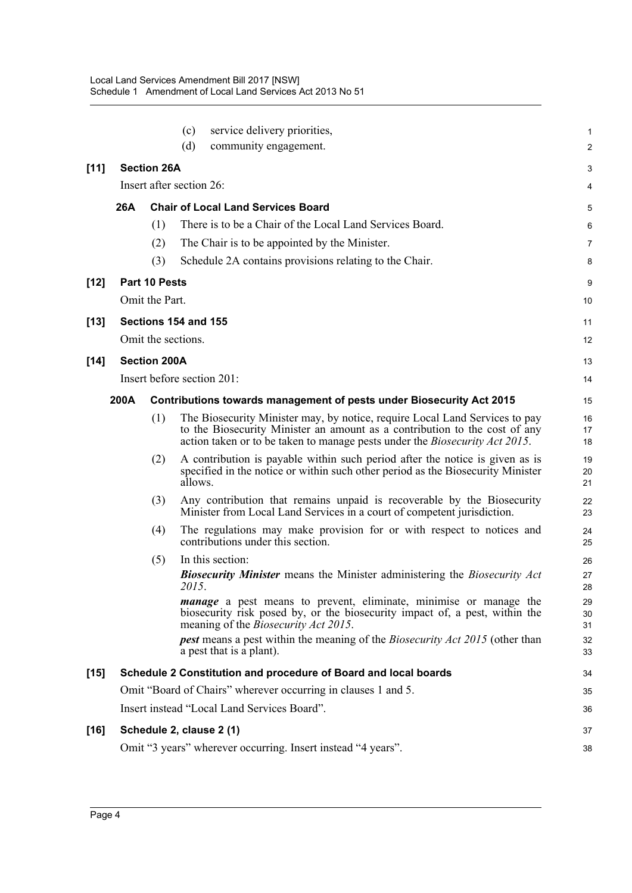(c) service delivery priorities,

(d) community engagement.

**[11] Section 26A**

Insert after section 26:

**26A Chair of Local Land Services Board**

(1) There is to be a Chair of the Local Land Services Board.

(2) The Chair is to be appointed by the Minister.

(3) Schedule 2A contains provisions relating to the Chair.

**[12] Part 10 Pests**

Omit the Part.

**[13] Sections 154 and 155**

Omit the sections.

**[14] Section 200A**

Insert before section 201:

**200A Contributions towards management of pests under Biosecurity Act 2015**

(1) The Biosecurity Minister may, by notice, require Local Land Services to pay to the Biosecurity Minister an amount as a contribution to the cost of any action taken or to be taken to manage pests under the *Biosecurity Act 2015*.

(2) A contribution is payable within such period after the notice is given as is specified in the notice or within such other period as the Biosecurity Minister allows.

(3) Any contribution that remains unpaid is recoverable by the Biosecurity Minister from Local Land Services in a court of competent jurisdiction.

(4) The regulations may make provision for or with respect to notices and contributions under this section.

(5) In this section:

***Biosecurity Minister*** means the Minister administering the *Biosecurity Act 2015*.

***manage*** a pest means to prevent, eliminate, minimise or manage the biosecurity risk posed by, or the biosecurity impact of, a pest, within the meaning of the *Biosecurity Act 2015*.

***pest*** means a pest within the meaning of the *Biosecurity Act 2015* (other than a pest that is a plant).

**[15] Schedule 2 Constitution and procedure of Board and local boards**

Omit "Board of Chairs" wherever occurring in clauses 1 and 5.

Insert instead "Local Land Services Board".

**[16] Schedule 2, clause 2 (1)**

Omit "3 years" wherever occurring. Insert instead "4 years".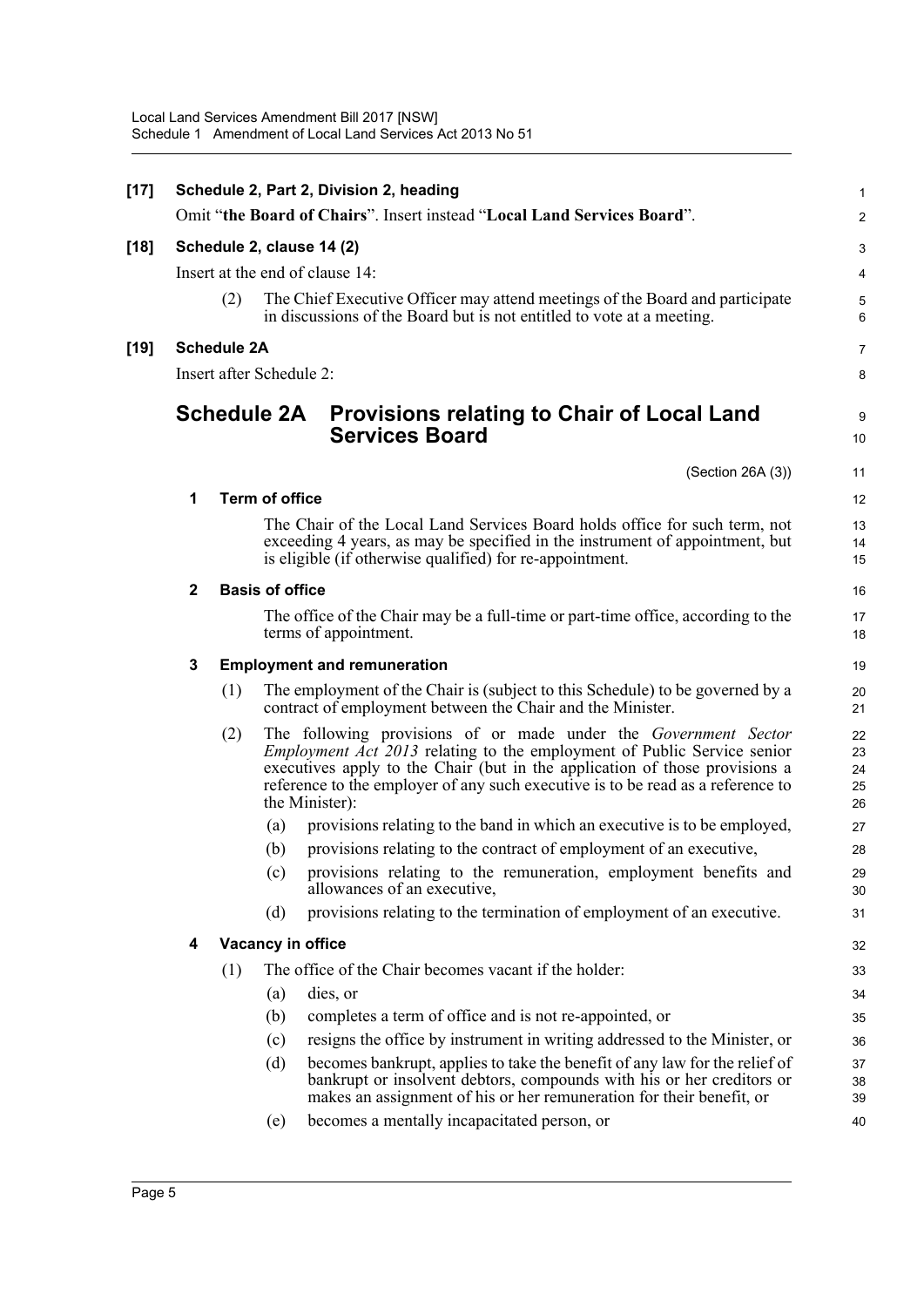**[17] Schedule 2, Part 2, Division 2, heading**

Omit "**the Board of Chairs**". Insert instead "**Local Land Services Board**".

**[18] Schedule 2, clause 14 (2)**

Insert at the end of clause 14:

(2) The Chief Executive Officer may attend meetings of the Board and participate in discussions of the Board but is not entitled to vote at a meeting.

**[19] Schedule 2A**

Insert after Schedule 2:

## Schedule 2A Provisions relating to Chair of Local Land Services Board

(Section 26A (3))

### 1 Term of office

The Chair of the Local Land Services Board holds office for such term, not exceeding 4 years, as may be specified in the instrument of appointment, but is eligible (if otherwise qualified) for re-appointment.

### 2 Basis of office

The office of the Chair may be a full-time or part-time office, according to the terms of appointment.

### 3 Employment and remuneration

(1) The employment of the Chair is (subject to this Schedule) to be governed by a contract of employment between the Chair and the Minister.

(2) The following provisions of or made under the *Government Sector Employment Act 2013* relating to the employment of Public Service senior executives apply to the Chair (but in the application of those provisions a reference to the employer of any such executive is to be read as a reference to the Minister):

- (a) provisions relating to the band in which an executive is to be employed,
- (b) provisions relating to the contract of employment of an executive,
- (c) provisions relating to the remuneration, employment benefits and allowances of an executive,
- (d) provisions relating to the termination of employment of an executive.

### 4 Vacancy in office

(1) The office of the Chair becomes vacant if the holder:

- (a) dies, or
- (b) completes a term of office and is not re-appointed, or
- (c) resigns the office by instrument in writing addressed to the Minister, or
- (d) becomes bankrupt, applies to take the benefit of any law for the relief of bankrupt or insolvent debtors, compounds with his or her creditors or makes an assignment of his or her remuneration for their benefit, or
- (e) becomes a mentally incapacitated person, or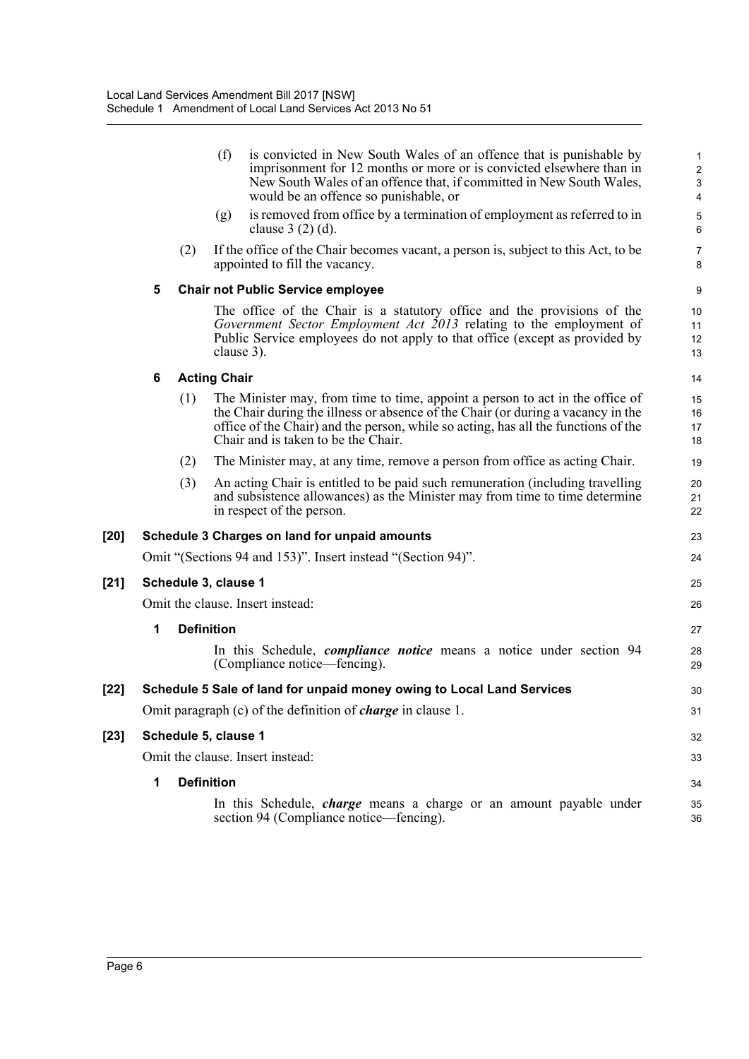(f) is convicted in New South Wales of an offence that is punishable by imprisonment for 12 months or more or is convicted elsewhere than in New South Wales of an offence that, if committed in New South Wales, would be an offence so punishable, or

(g) is removed from office by a termination of employment as referred to in clause 3 (2) (d).

(2) If the office of the Chair becomes vacant, a person is, subject to this Act, to be appointed to fill the vacancy.

**5 Chair not Public Service employee**

The office of the Chair is a statutory office and the provisions of the *Government Sector Employment Act 2013* relating to the employment of Public Service employees do not apply to that office (except as provided by clause 3).

**6 Acting Chair**

(1) The Minister may, from time to time, appoint a person to act in the office of the Chair during the illness or absence of the Chair (or during a vacancy in the office of the Chair) and the person, while so acting, has all the functions of the Chair and is taken to be the Chair.

(2) The Minister may, at any time, remove a person from office as acting Chair.

(3) An acting Chair is entitled to be paid such remuneration (including travelling and subsistence allowances) as the Minister may from time to time determine in respect of the person.

**[20] Schedule 3 Charges on land for unpaid amounts**

Omit "(Sections 94 and 153)". Insert instead "(Section 94)".

**[21] Schedule 3, clause 1**

Omit the clause. Insert instead:

**1 Definition**

In this Schedule, ***compliance notice*** means a notice under section 94 (Compliance notice—fencing).

**[22] Schedule 5 Sale of land for unpaid money owing to Local Land Services**

Omit paragraph (c) of the definition of ***charge*** in clause 1.

**[23] Schedule 5, clause 1**

Omit the clause. Insert instead:

**1 Definition**

In this Schedule, ***charge*** means a charge or an amount payable under section 94 (Compliance notice—fencing).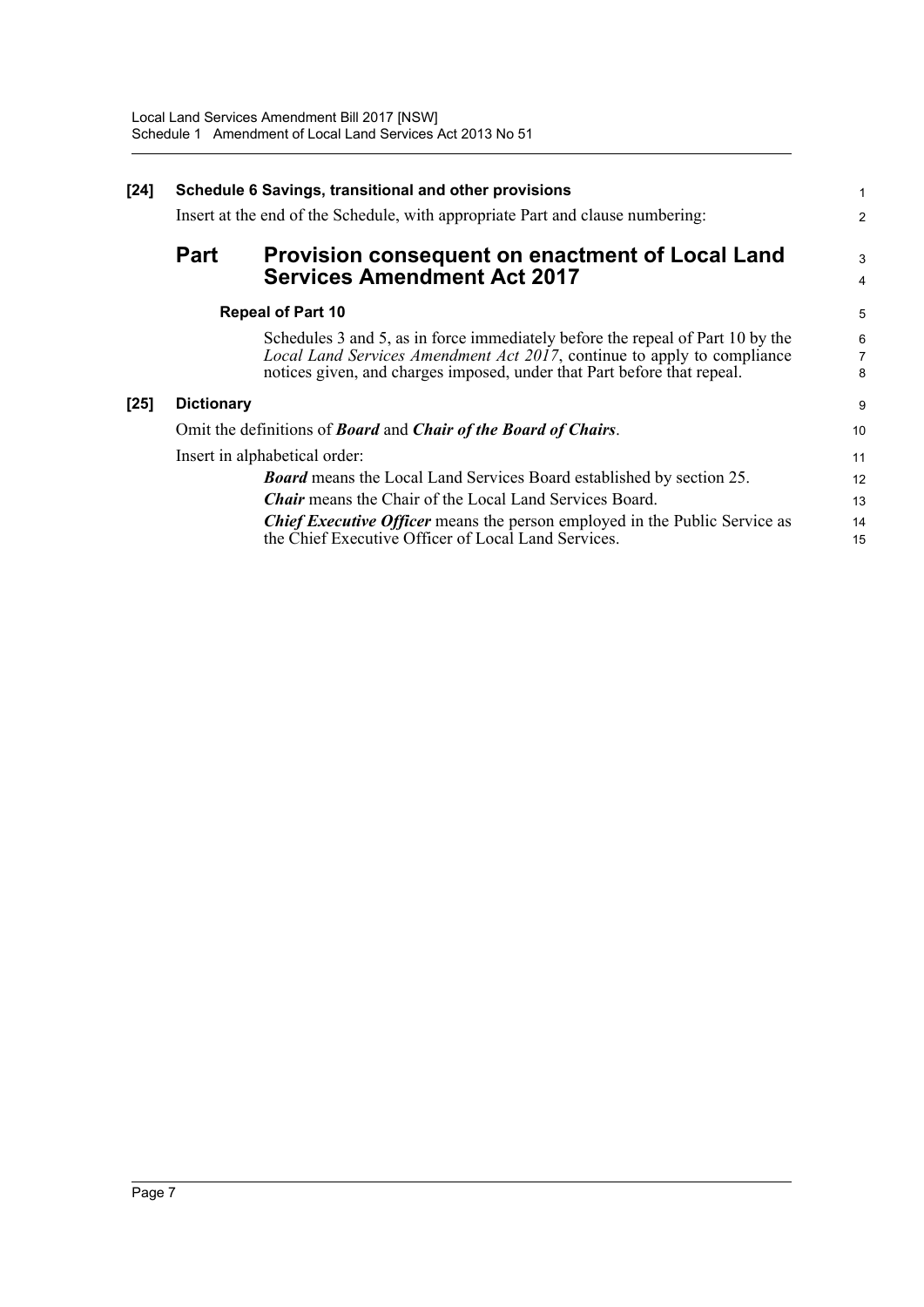**[24] Schedule 6 Savings, transitional and other provisions**

Insert at the end of the Schedule, with appropriate Part and clause numbering:

## Part Provision consequent on enactment of Local Land Services Amendment Act 2017

### Repeal of Part 10

Schedules 3 and 5, as in force immediately before the repeal of Part 10 by the *Local Land Services Amendment Act 2017*, continue to apply to compliance notices given, and charges imposed, under that Part before that repeal.

**[25] Dictionary**

Omit the definitions of ***Board*** and ***Chair of the Board of Chairs***.

Insert in alphabetical order:

***Board*** means the Local Land Services Board established by section 25.

***Chair*** means the Chair of the Local Land Services Board.

***Chief Executive Officer*** means the person employed in the Public Service as the Chief Executive Officer of Local Land Services.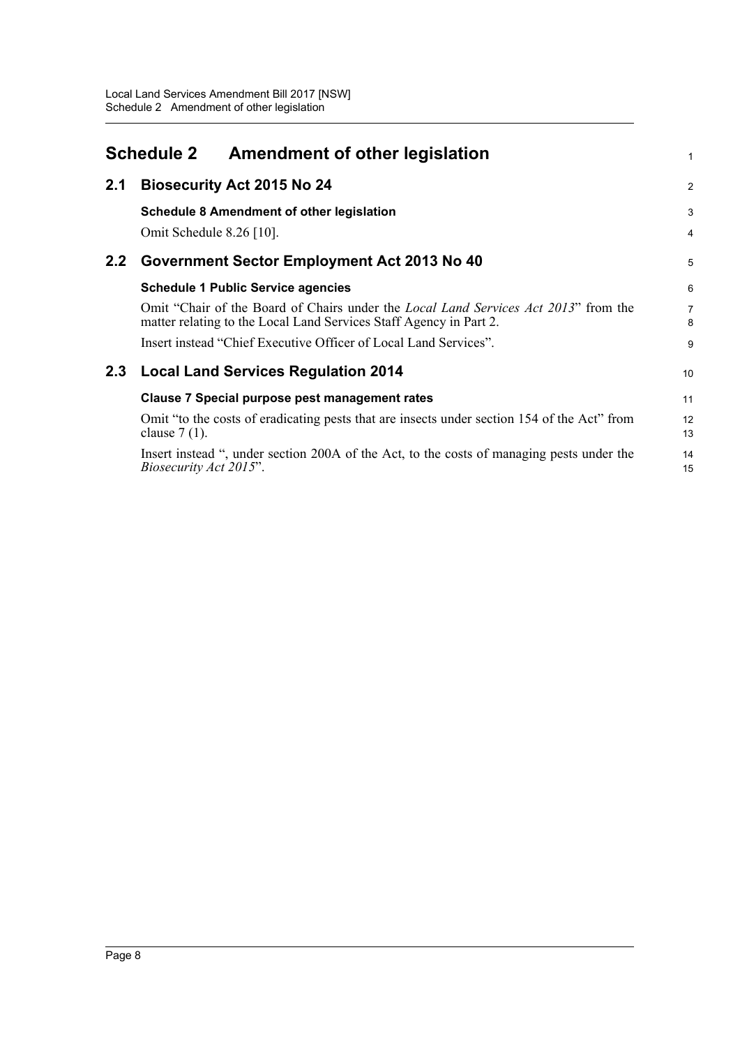# Schedule 2 Amendment of other legislation

## 2.1 Biosecurity Act 2015 No 24

### Schedule 8 Amendment of other legislation

Omit Schedule 8.26 [10].

## 2.2 Government Sector Employment Act 2013 No 40

### Schedule 1 Public Service agencies

Omit "Chair of the Board of Chairs under the *Local Land Services Act 2013*" from the matter relating to the Local Land Services Staff Agency in Part 2.

Insert instead "Chief Executive Officer of Local Land Services".

## 2.3 Local Land Services Regulation 2014

### Clause 7 Special purpose pest management rates

Omit "to the costs of eradicating pests that are insects under section 154 of the Act" from clause 7 (1).

Insert instead ", under section 200A of the Act, to the costs of managing pests under the *Biosecurity Act 2015*".